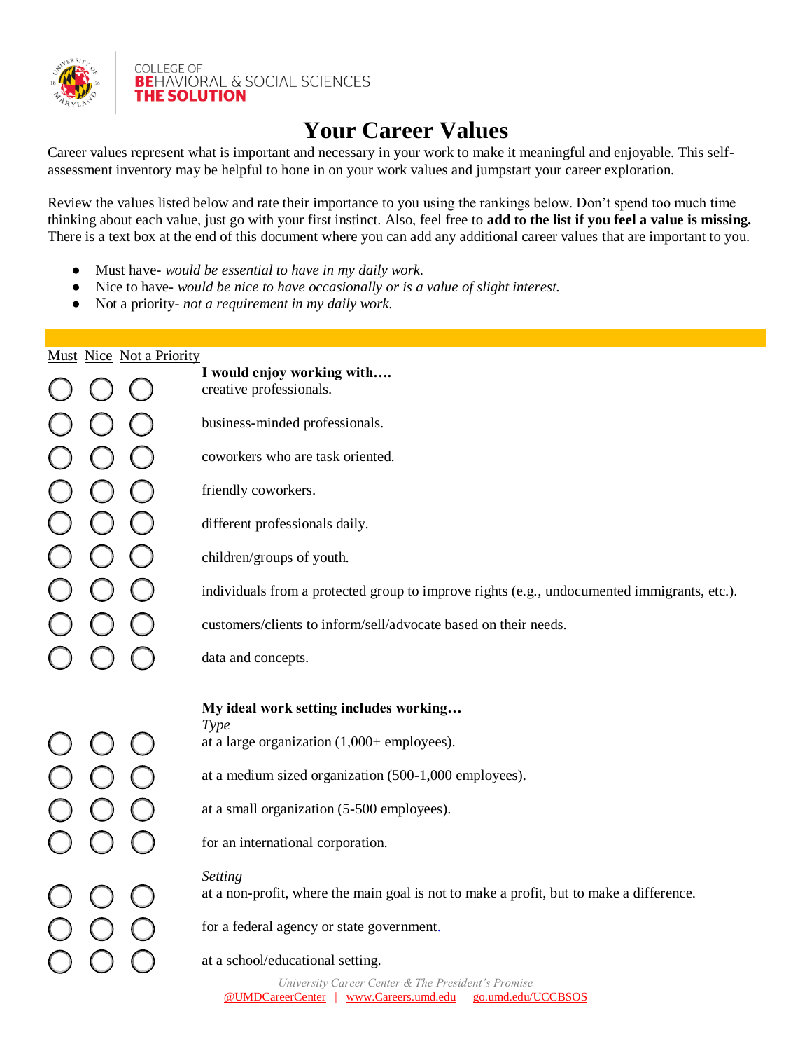COLLEGE OF
**BE**HAVIORAL & SOCIAL SCIENCES
**THE SOLUTION**

# Your Career Values

Career values represent what is important and necessary in your work to make it meaningful and enjoyable. This self-assessment inventory may be helpful to hone in on your work values and jumpstart your career exploration.

Review the values listed below and rate their importance to you using the rankings below. Don't spend too much time thinking about each value, just go with your first instinct. Also, feel free to **add to the list if you feel a value is missing.** There is a text box at the end of this document where you can add any additional career values that are important to you.

- Must have- *would be essential to have in my daily work.*
- Nice to have- *would be nice to have occasionally or is a value of slight interest.*
- Not a priority- *not a requirement in my daily work.*

| Must | Nice | Not a Priority | |
|---|---|---|---|
| | | | **I would enjoy working with….** |
| ○ | ○ | ○ | creative professionals. |
| ○ | ○ | ○ | business-minded professionals. |
| ○ | ○ | ○ | coworkers who are task oriented. |
| ○ | ○ | ○ | friendly coworkers. |
| ○ | ○ | ○ | different professionals daily. |
| ○ | ○ | ○ | children/groups of youth. |
| ○ | ○ | ○ | individuals from a protected group to improve rights (e.g., undocumented immigrants, etc.). |
| ○ | ○ | ○ | customers/clients to inform/sell/advocate based on their needs. |
| ○ | ○ | ○ | data and concepts. |
| | | | **My ideal work setting includes working…** |
| | | | *Type* |
| ○ | ○ | ○ | at a large organization (1,000+ employees). |
| ○ | ○ | ○ | at a medium sized organization (500-1,000 employees). |
| ○ | ○ | ○ | at a small organization (5-500 employees). |
| ○ | ○ | ○ | for an international corporation. |
| | | | *Setting* |
| ○ | ○ | ○ | at a non-profit, where the main goal is not to make a profit, but to make a difference. |
| ○ | ○ | ○ | for a federal agency or state government. |
| ○ | ○ | ○ | at a school/educational setting. |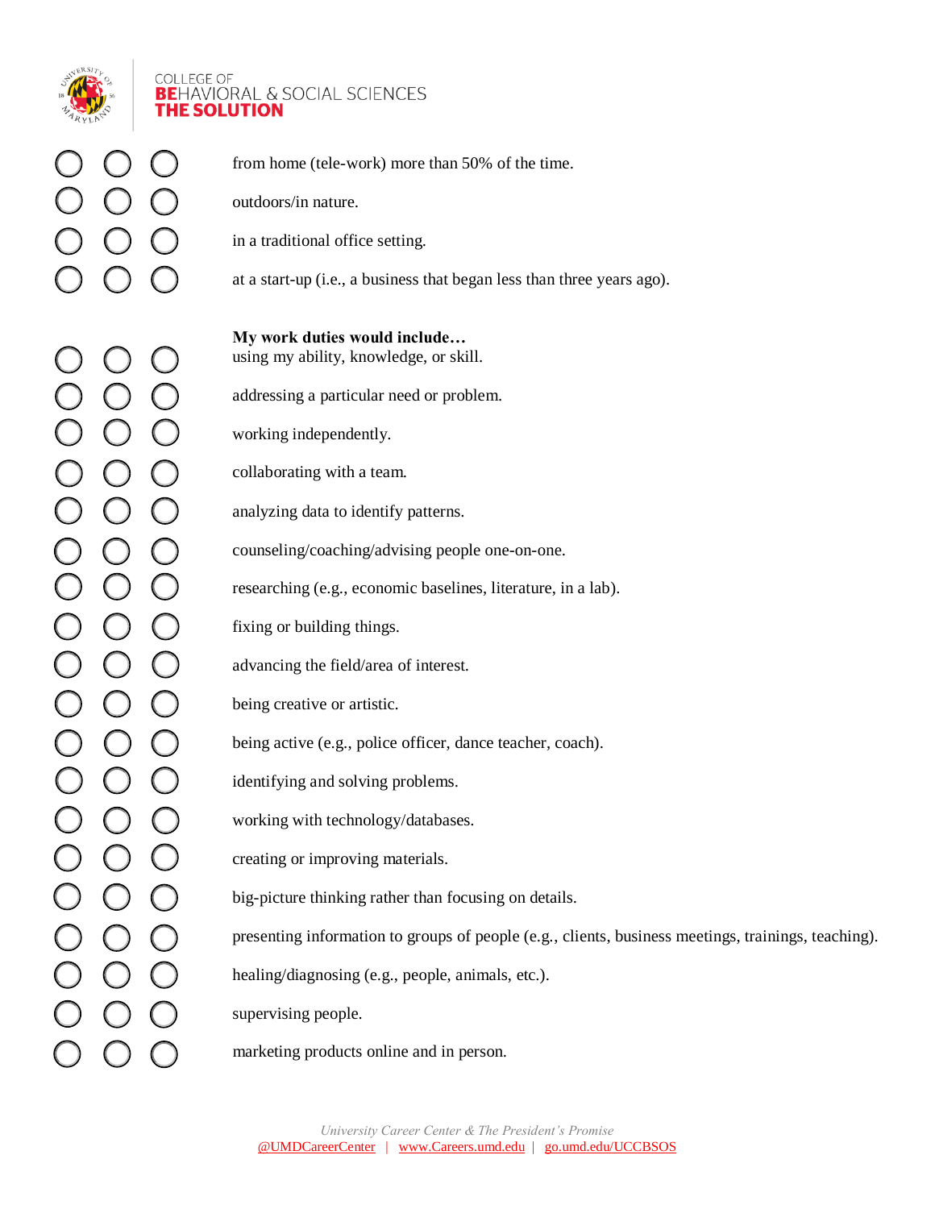○ ○ ○ from home (tele-work) more than 50% of the time.

○ ○ ○ outdoors/in nature.

○ ○ ○ in a traditional office setting.

○ ○ ○ at a start-up (i.e., a business that began less than three years ago).

**My work duties would include…**

○ ○ ○ using my ability, knowledge, or skill.

○ ○ ○ addressing a particular need or problem.

○ ○ ○ working independently.

○ ○ ○ collaborating with a team.

○ ○ ○ analyzing data to identify patterns.

○ ○ ○ counseling/coaching/advising people one-on-one.

○ ○ ○ researching (e.g., economic baselines, literature, in a lab).

○ ○ ○ fixing or building things.

○ ○ ○ advancing the field/area of interest.

○ ○ ○ being creative or artistic.

○ ○ ○ being active (e.g., police officer, dance teacher, coach).

○ ○ ○ identifying and solving problems.

○ ○ ○ working with technology/databases.

○ ○ ○ creating or improving materials.

○ ○ ○ big-picture thinking rather than focusing on details.

○ ○ ○ presenting information to groups of people (e.g., clients, business meetings, trainings, teaching).

○ ○ ○ healing/diagnosing (e.g., people, animals, etc.).

○ ○ ○ supervising people.

○ ○ ○ marketing products online and in person.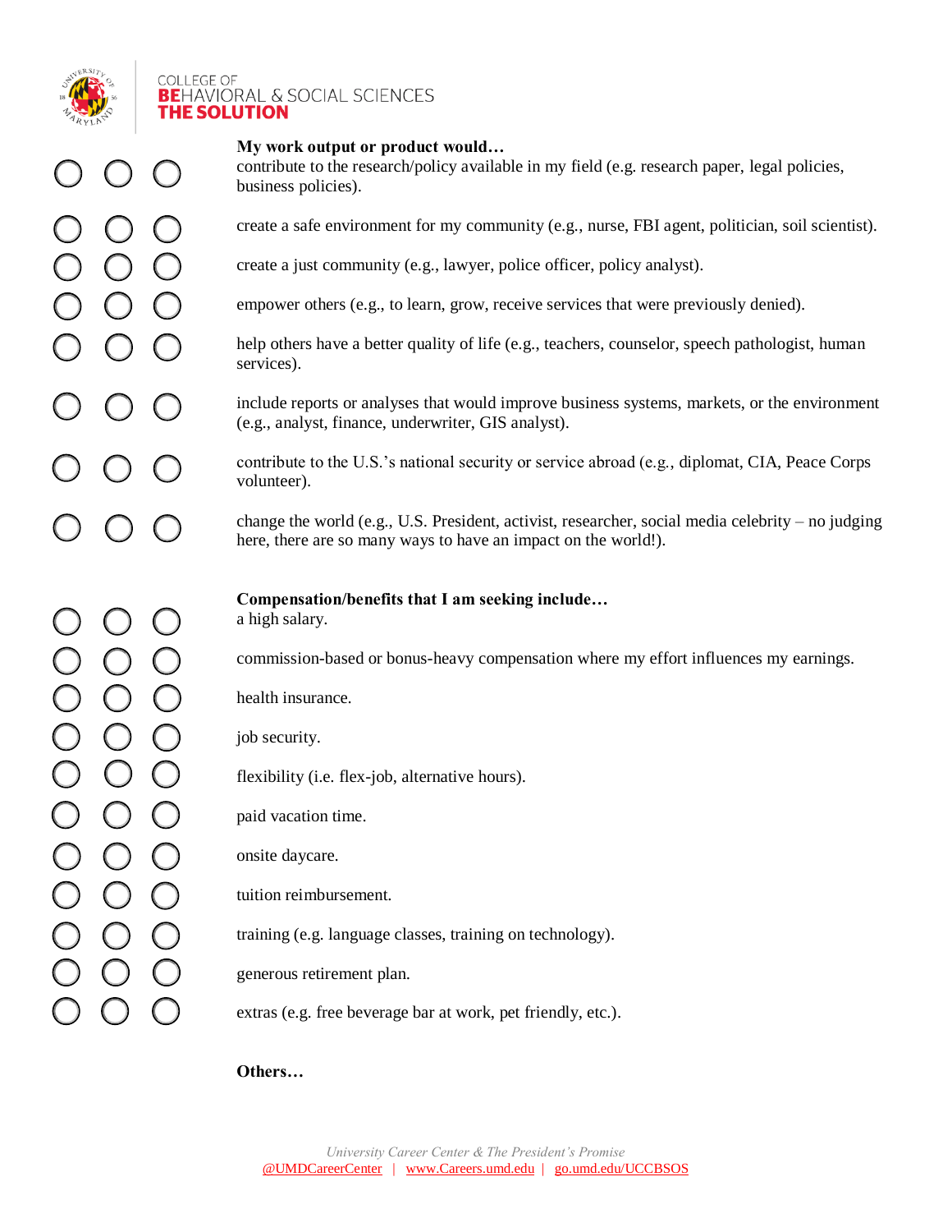**My work output or product would…**

- ◯ ◯ ◯ contribute to the research/policy available in my field (e.g. research paper, legal policies, business policies).
- ◯ ◯ ◯ create a safe environment for my community (e.g., nurse, FBI agent, politician, soil scientist).
- ◯ ◯ ◯ create a just community (e.g., lawyer, police officer, policy analyst).
- ◯ ◯ ◯ empower others (e.g., to learn, grow, receive services that were previously denied).
- ◯ ◯ ◯ help others have a better quality of life (e.g., teachers, counselor, speech pathologist, human services).
- ◯ ◯ ◯ include reports or analyses that would improve business systems, markets, or the environment (e.g., analyst, finance, underwriter, GIS analyst).
- ◯ ◯ ◯ contribute to the U.S.'s national security or service abroad (e.g., diplomat, CIA, Peace Corps volunteer).
- ◯ ◯ ◯ change the world (e.g., U.S. President, activist, researcher, social media celebrity – no judging here, there are so many ways to have an impact on the world!).

**Compensation/benefits that I am seeking include…**

- ◯ ◯ ◯ a high salary.
- ◯ ◯ ◯ commission-based or bonus-heavy compensation where my effort influences my earnings.
- ◯ ◯ ◯ health insurance.
- ◯ ◯ ◯ job security.
- ◯ ◯ ◯ flexibility (i.e. flex-job, alternative hours).
- ◯ ◯ ◯ paid vacation time.
- ◯ ◯ ◯ onsite daycare.
- ◯ ◯ ◯ tuition reimbursement.
- ◯ ◯ ◯ training (e.g. language classes, training on technology).
- ◯ ◯ ◯ generous retirement plan.
- ◯ ◯ ◯ extras (e.g. free beverage bar at work, pet friendly, etc.).

**Others…**